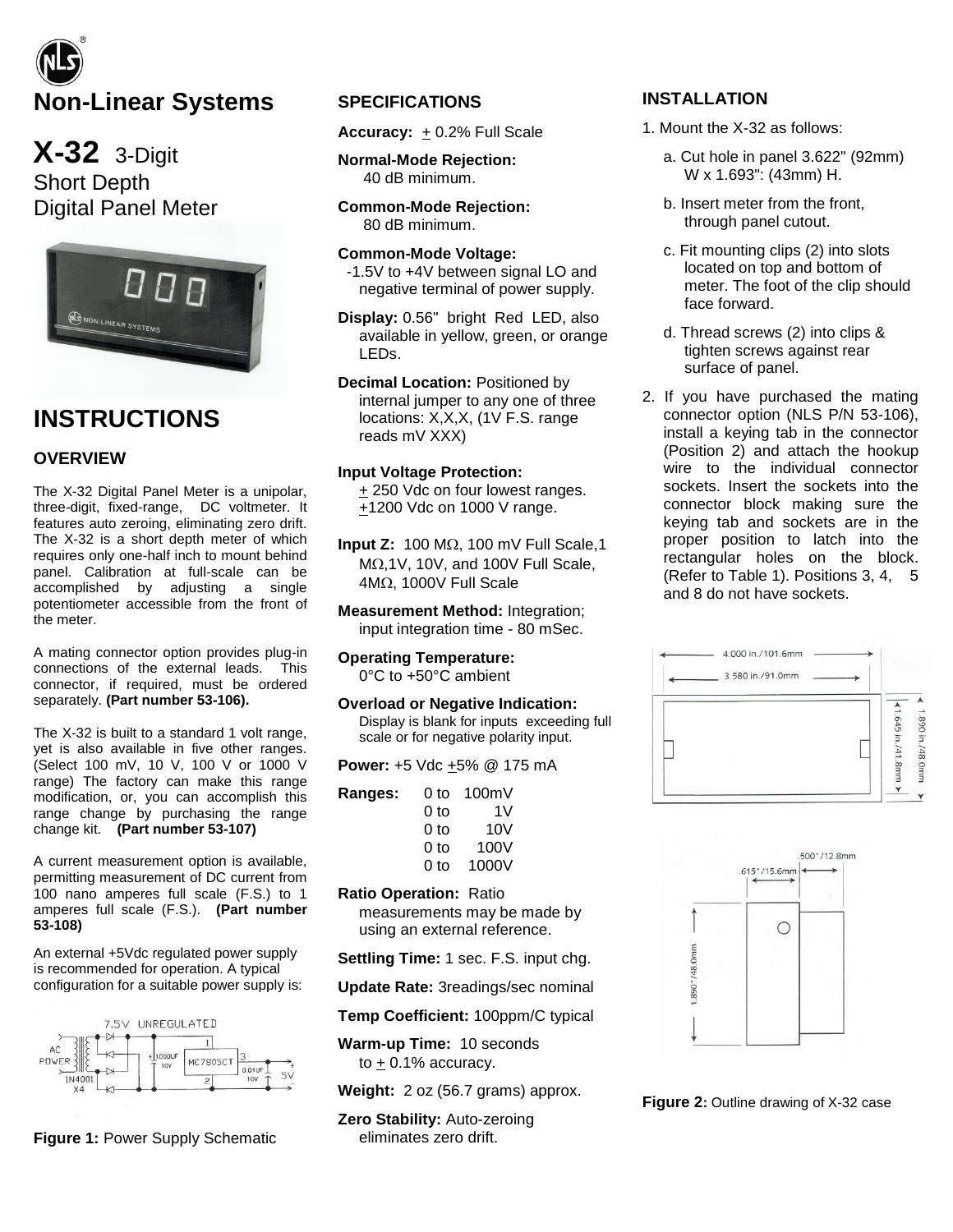# Non-Linear Systems

## X-32 3-Digit Short Depth Digital Panel Meter

# INSTRUCTIONS

### OVERVIEW

The X-32 Digital Panel Meter is a unipolar, three-digit, fixed-range, DC voltmeter. It features auto zeroing, eliminating zero drift. The X-32 is a short depth meter of which requires only one-half inch to mount behind panel. Calibration at full-scale can be accomplished by adjusting a single potentiometer accessible from the front of the meter.

A mating connector option provides plug-in connections of the external leads. This connector, if required, must be ordered separately. **(Part number 53-106).**

The X-32 is built to a standard 1 volt range, yet is also available in five other ranges. (Select 100 mV, 10 V, 100 V or 1000 V range) The factory can make this range modification, or, you can accomplish this range change by purchasing the range change kit. **(Part number 53-107)**

A current measurement option is available, permitting measurement of DC current from 100 nano amperes full scale (F.S.) to 1 amperes full scale (F.S.). **(Part number 53-108)**

An external +5Vdc regulated power supply is recommended for operation. A typical configuration for a suitable power supply is:

**Figure 1:** Power Supply Schematic

### SPECIFICATIONS

**Accuracy:** ± 0.2% Full Scale

**Normal-Mode Rejection:** 40 dB minimum.

**Common-Mode Rejection:** 80 dB minimum.

**Common-Mode Voltage:** -1.5V to +4V between signal LO and negative terminal of power supply.

**Display:** 0.56" bright Red LED, also available in yellow, green, or orange LEDs.

**Decimal Location:** Positioned by internal jumper to any one of three locations: X,X,X, (1V F.S. range reads mV XXX)

**Input Voltage Protection:** ± 250 Vdc on four lowest ranges. ±1200 Vdc on 1000 V range.

**Input Z:** 100 MΩ, 100 mV Full Scale,1 MΩ,1V, 10V, and 100V Full Scale, 4MΩ, 1000V Full Scale

**Measurement Method:** Integration; input integration time - 80 mSec.

**Operating Temperature:** 0°C to +50°C ambient

**Overload or Negative Indication:** Display is blank for inputs exceeding full scale or for negative polarity input.

**Power:** +5 Vdc ±5% @ 175 mA

**Ranges:**
0 to 100mV
0 to 1V
0 to 10V
0 to 100V
0 to 1000V

**Ratio Operation:** Ratio measurements may be made by using an external reference.

**Settling Time:** 1 sec. F.S. input chg.

**Update Rate:** 3readings/sec nominal

**Temp Coefficient:** 100ppm/C typical

**Warm-up Time:** 10 seconds to ± 0.1% accuracy.

**Weight:** 2 oz (56.7 grams) approx.

**Zero Stability:** Auto-zeroing eliminates zero drift.

### INSTALLATION

1. Mount the X-32 as follows:
   a. Cut hole in panel 3.622" (92mm) W x 1.693": (43mm) H.
   b. Insert meter from the front, through panel cutout.
   c. Fit mounting clips (2) into slots located on top and bottom of meter. The foot of the clip should face forward.
   d. Thread screws (2) into clips & tighten screws against rear surface of panel.
2. If you have purchased the mating connector option (NLS P/N 53-106), install a keying tab in the connector (Position 2) and attach the hookup wire to the individual connector sockets. Insert the sockets into the connector block making sure the keying tab and sockets are in the proper position to latch into the rectangular holes on the block. (Refer to Table 1). Positions 3, 4, 5 and 8 do not have sockets.

**Figure 2:** Outline drawing of X-32 case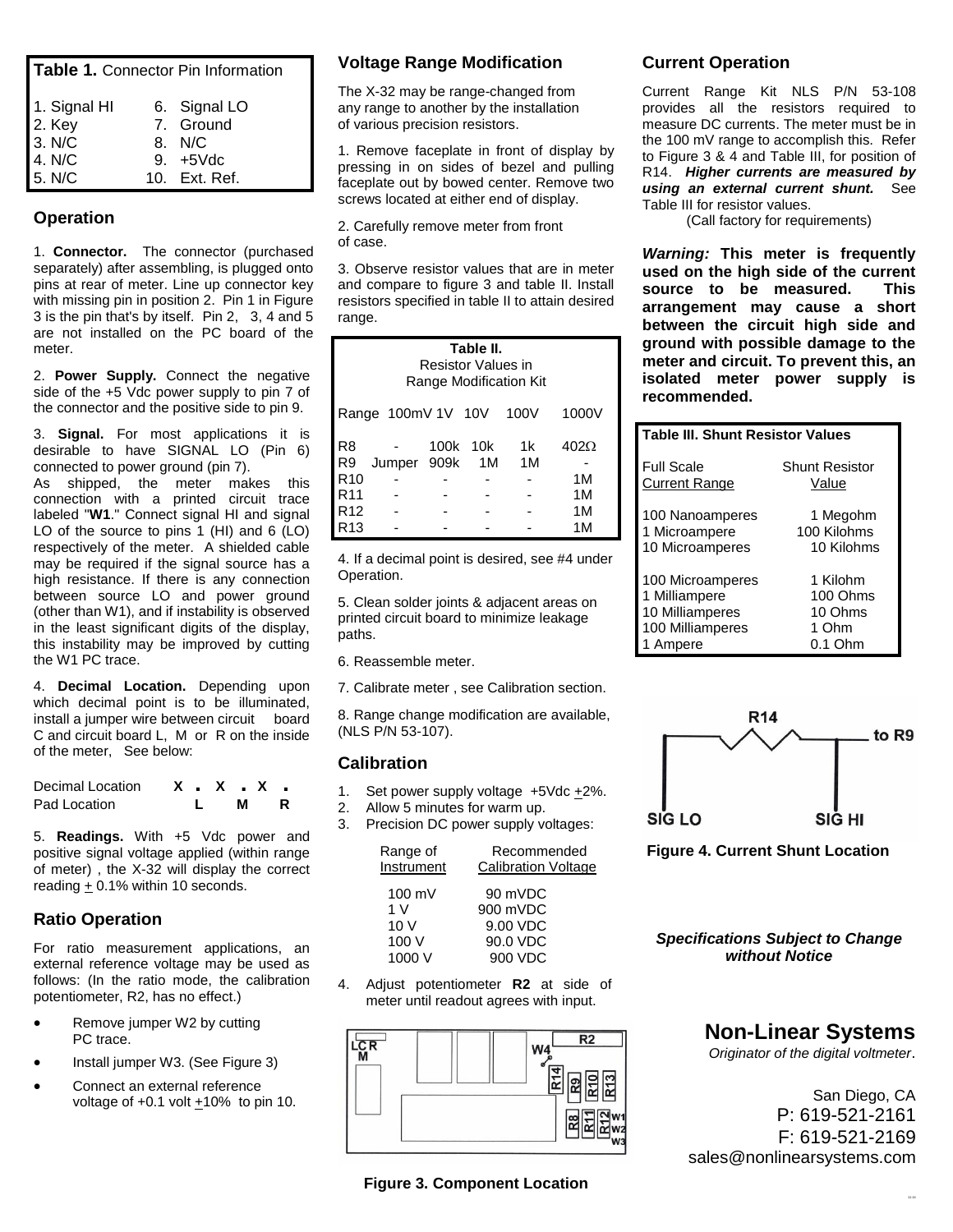**Table 1.** Connector Pin Information

| | |
|---|---|
| 1. Signal HI | 6. Signal LO |
| 2. Key | 7. Ground |
| 3. N/C | 8. N/C |
| 4. N/C | 9. +5Vdc |
| 5. N/C | 10. Ext. Ref. |

## Operation

1. **Connector.** The connector (purchased separately) after assembling, is plugged onto pins at rear of meter. Line up connector key with missing pin in position 2. Pin 1 in Figure 3 is the pin that's by itself. Pin 2, 3, 4 and 5 are not installed on the PC board of the meter.

2. **Power Supply.** Connect the negative side of the +5 Vdc power supply to pin 7 of the connector and the positive side to pin 9.

3. **Signal.** For most applications it is desirable to have SIGNAL LO (Pin 6) connected to power ground (pin 7).
As shipped, the meter makes this connection with a printed circuit trace labeled "**W1**." Connect signal HI and signal LO of the source to pins 1 (HI) and 6 (LO) respectively of the meter. A shielded cable may be required if the signal source has a high resistance. If there is any connection between source LO and power ground (other than W1), and if instability is observed in the least significant digits of the display, this instability may be improved by cutting the W1 PC trace.

4. **Decimal Location.** Depending upon which decimal point is to be illuminated, install a jumper wire between circuit board C and circuit board L, M or R on the inside of the meter, See below:

| | | | |
|---|---|---|---|
| Decimal Location | X . | X . | X . |
| Pad Location | L | M | R |

5. **Readings.** With +5 Vdc power and positive signal voltage applied (within range of meter) , the X-32 will display the correct reading ± 0.1% within 10 seconds.

## Ratio Operation

For ratio measurement applications, an external reference voltage may be used as follows: (In the ratio mode, the calibration potentiometer, R2, has no effect.)

- Remove jumper W2 by cutting PC trace.
- Install jumper W3. (See Figure 3)
- Connect an external reference voltage of +0.1 volt ±10% to pin 10.

## Voltage Range Modification

The X-32 may be range-changed from any range to another by the installation of various precision resistors.

1. Remove faceplate in front of display by pressing in on sides of bezel and pulling faceplate out by bowed center. Remove two screws located at either end of display.

2. Carefully remove meter from front of case.

3. Observe resistor values that are in meter and compare to figure 3 and table II. Install resistors specified in table II to attain desired range.

**Table II.** Resistor Values in Range Modification Kit

| Range | 100mV | 1V | 10V | 100V | 1000V |
|---|---|---|---|---|---|
| R8 | - | 100k | 10k | 1k | 402Ω |
| R9 | Jumper | 909k | 1M | 1M | - |
| R10 | - | - | - | - | 1M |
| R11 | - | - | - | - | 1M |
| R12 | - | - | - | - | 1M |
| R13 | - | - | - | - | 1M |

4. If a decimal point is desired, see #4 under Operation.

5. Clean solder joints & adjacent areas on printed circuit board to minimize leakage paths.

6. Reassemble meter.

7. Calibrate meter , see Calibration section.

8. Range change modification are available, (NLS P/N 53-107).

## Calibration

1. Set power supply voltage +5Vdc ±2%.
2. Allow 5 minutes for warm up.
3. Precision DC power supply voltages:

| Range of Instrument | Recommended Calibration Voltage |
|---|---|
| 100 mV | 90 mVDC |
| 1 V | 900 mVDC |
| 10 V | 9.00 VDC |
| 100 V | 90.0 VDC |
| 1000 V | 900 VDC |

4. Adjust potentiometer **R2** at side of meter until readout agrees with input.

LC R
M
W4
R2
R14 R9 R10 R13
R8 R11 R12 W1 W2 W3

**Figure 3. Component Location**

## Current Operation

Current Range Kit NLS P/N 53-108 provides all the resistors required to measure DC currents. The meter must be in the 100 mV range to accomplish this. Refer to Figure 3 & 4 and Table III, for position of R14. ***Higher currents are measured by using an external current shunt.*** See Table III for resistor values.
(Call factory for requirements)

***Warning:*** **This meter is frequently used on the high side of the current source to be measured. This arrangement may cause a short between the circuit high side and ground with possible damage to the meter and circuit. To prevent this, an isolated meter power supply is recommended.**

**Table III. Shunt Resistor Values**

| Full Scale Current Range | Shunt Resistor Value |
|---|---|
| 100 Nanoamperes | 1 Megohm |
| 1 Microampere | 100 Kilohms |
| 10 Microamperes | 10 Kilohms |
| 100 Microamperes | 1 Kilohm |
| 1 Milliampere | 100 Ohms |
| 10 Milliamperes | 10 Ohms |
| 100 Milliamperes | 1 Ohm |
| 1 Ampere | 0.1 Ohm |

R14
to R9
SIG LO
SIG HI

**Figure 4. Current Shunt Location**

***Specifications Subject to Change without Notice***

**Non-Linear Systems**
*Originator of the digital voltmeter*.

San Diego, CA
P: 619-521-2161
F: 619-521-2169
sales@nonlinearsystems.com